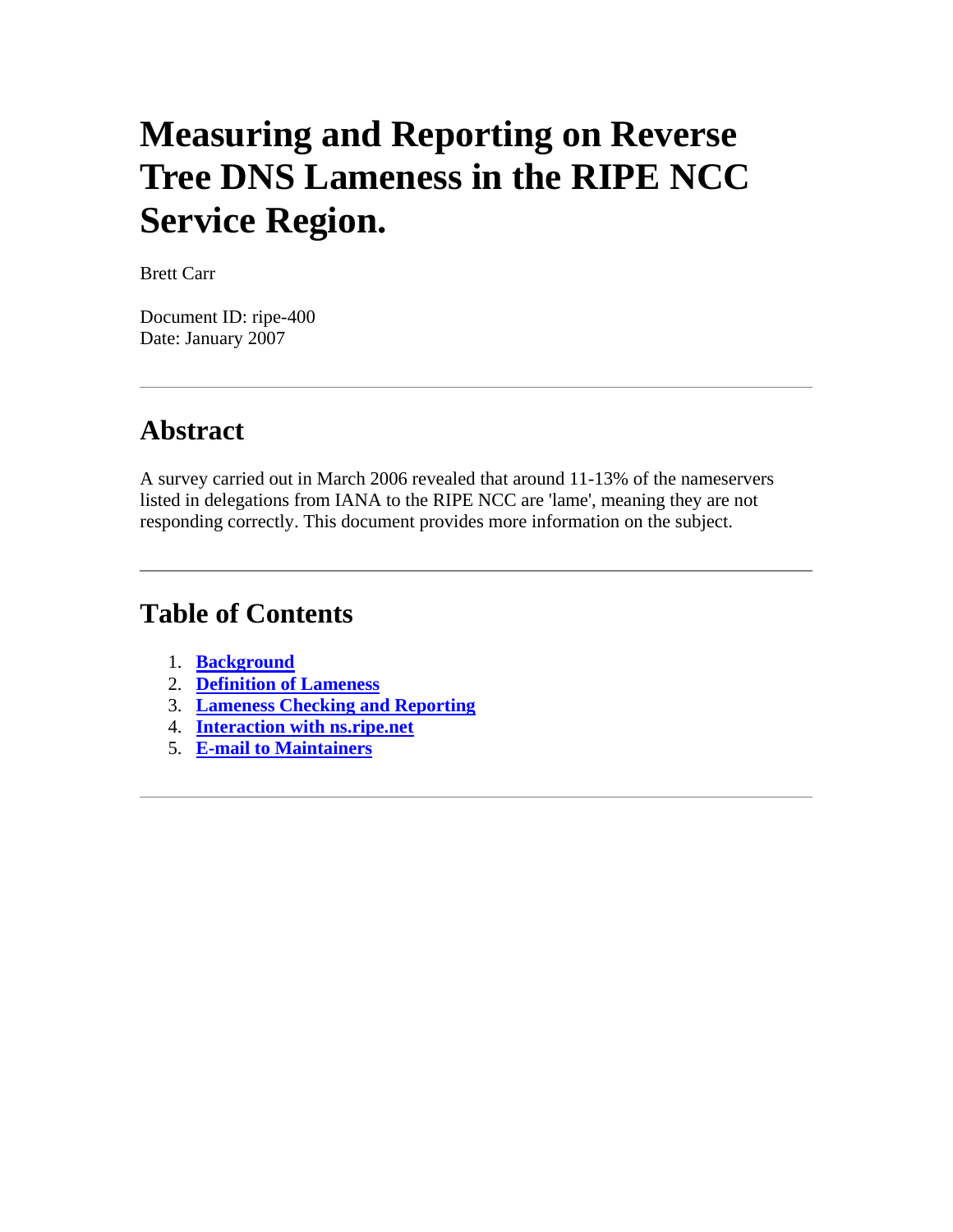# Measuring and Reporting on Reverse Tree DNS Lameness in the RIPE NCC Service Region.

Brett Carr

Document ID: ripe-400
Date: January 2007

---

## Abstract

A survey carried out in March 2006 revealed that around 11-13% of the nameservers listed in delegations from IANA to the RIPE NCC are 'lame', meaning they are not responding correctly. This document provides more information on the subject.

---

## Table of Contents

1. **Background**
2. **Definition of Lameness**
3. **Lameness Checking and Reporting**
4. **Interaction with ns.ripe.net**
5. **E-mail to Maintainers**

---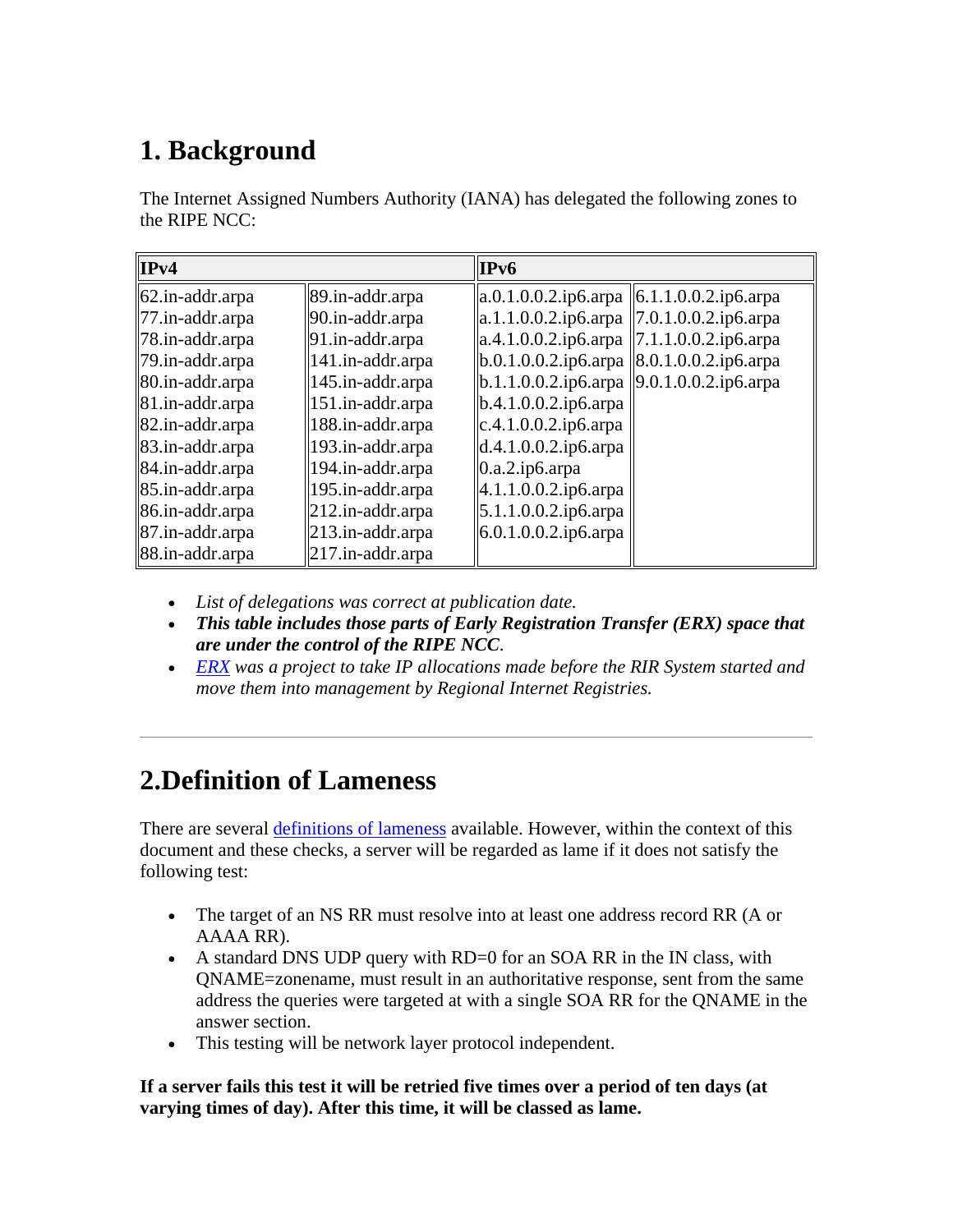# 1. Background

The Internet Assigned Numbers Authority (IANA) has delegated the following zones to the RIPE NCC:

| IPv4 | | IPv6 | |
|---|---|---|---|
| 62.in-addr.arpa | 89.in-addr.arpa | a.0.1.0.0.2.ip6.arpa | 6.1.1.0.0.2.ip6.arpa |
| 77.in-addr.arpa | 90.in-addr.arpa | a.1.1.0.0.2.ip6.arpa | 7.0.1.0.0.2.ip6.arpa |
| 78.in-addr.arpa | 91.in-addr.arpa | a.4.1.0.0.2.ip6.arpa | 7.1.1.0.0.2.ip6.arpa |
| 79.in-addr.arpa | 141.in-addr.arpa | b.0.1.0.0.2.ip6.arpa | 8.0.1.0.0.2.ip6.arpa |
| 80.in-addr.arpa | 145.in-addr.arpa | b.1.1.0.0.2.ip6.arpa | 9.0.1.0.0.2.ip6.arpa |
| 81.in-addr.arpa | 151.in-addr.arpa | b.4.1.0.0.2.ip6.arpa | |
| 82.in-addr.arpa | 188.in-addr.arpa | c.4.1.0.0.2.ip6.arpa | |
| 83.in-addr.arpa | 193.in-addr.arpa | d.4.1.0.0.2.ip6.arpa | |
| 84.in-addr.arpa | 194.in-addr.arpa | 0.a.2.ip6.arpa | |
| 85.in-addr.arpa | 195.in-addr.arpa | 4.1.1.0.0.2.ip6.arpa | |
| 86.in-addr.arpa | 212.in-addr.arpa | 5.1.1.0.0.2.ip6.arpa | |
| 87.in-addr.arpa | 213.in-addr.arpa | 6.0.1.0.0.2.ip6.arpa | |
| 88.in-addr.arpa | 217.in-addr.arpa | | |

- *List of delegations was correct at publication date.*
- ***This table includes those parts of Early Registration Transfer (ERX) space that are under the control of the RIPE NCC.***
- *ERX was a project to take IP allocations made before the RIR System started and move them into management by Regional Internet Registries.*

---

# 2.Definition of Lameness

There are several definitions of lameness available. However, within the context of this document and these checks, a server will be regarded as lame if it does not satisfy the following test:

- The target of an NS RR must resolve into at least one address record RR (A or AAAA RR).
- A standard DNS UDP query with RD=0 for an SOA RR in the IN class, with QNAME=zonename, must result in an authoritative response, sent from the same address the queries were targeted at with a single SOA RR for the QNAME in the answer section.
- This testing will be network layer protocol independent.

**If a server fails this test it will be retried five times over a period of ten days (at varying times of day). After this time, it will be classed as lame.**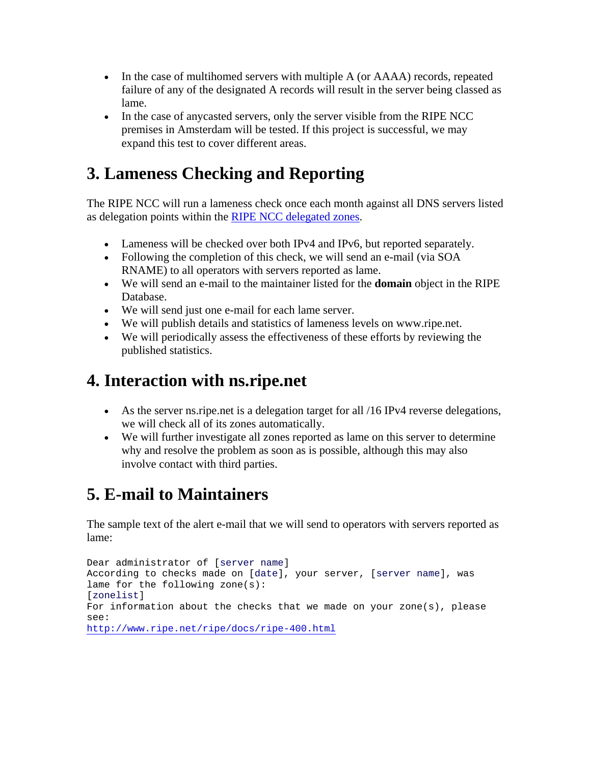- In the case of multihomed servers with multiple A (or AAAA) records, repeated failure of any of the designated A records will result in the server being classed as lame.
- In the case of anycasted servers, only the server visible from the RIPE NCC premises in Amsterdam will be tested. If this project is successful, we may expand this test to cover different areas.

## 3. Lameness Checking and Reporting

The RIPE NCC will run a lameness check once each month against all DNS servers listed as delegation points within the RIPE NCC delegated zones.

- Lameness will be checked over both IPv4 and IPv6, but reported separately.
- Following the completion of this check, we will send an e-mail (via SOA RNAME) to all operators with servers reported as lame.
- We will send an e-mail to the maintainer listed for the **domain** object in the RIPE Database.
- We will send just one e-mail for each lame server.
- We will publish details and statistics of lameness levels on www.ripe.net.
- We will periodically assess the effectiveness of these efforts by reviewing the published statistics.

## 4. Interaction with ns.ripe.net

- As the server ns.ripe.net is a delegation target for all /16 IPv4 reverse delegations, we will check all of its zones automatically.
- We will further investigate all zones reported as lame on this server to determine why and resolve the problem as soon as is possible, although this may also involve contact with third parties.

## 5. E-mail to Maintainers

The sample text of the alert e-mail that we will send to operators with servers reported as lame:

```
Dear administrator of [server name]
According to checks made on [date], your server, [server name], was
lame for the following zone(s):
[zonelist]
For information about the checks that we made on your zone(s), please
see:
http://www.ripe.net/ripe/docs/ripe-400.html
```